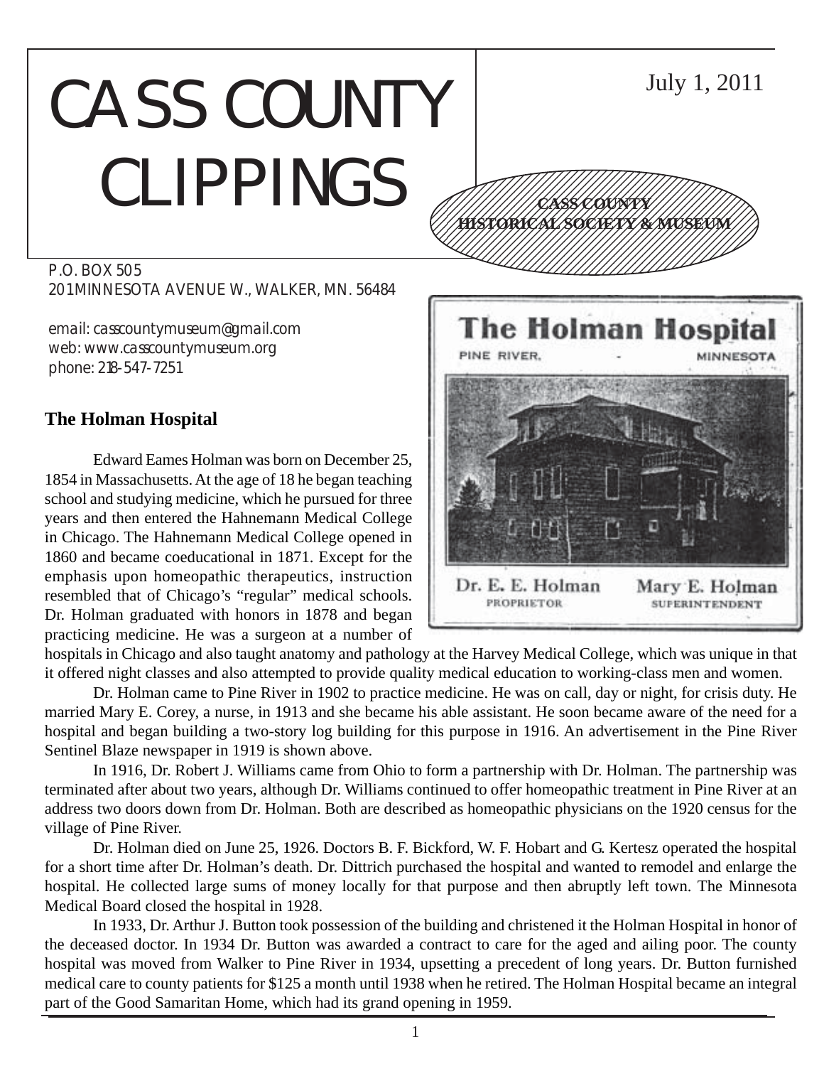# CASS COUNTY CLIPPINGS

July 1, 2011

CASS COUNTY HISTORICAL SOCIETY & MUSEUM

P.O. BOX 505
201 MINNESOTA AVENUE W., WALKER, MN. 56484

email: casscountymuseum@gmail.com
web: www.casscountymuseum.org
phone: 218-547-7251

## The Holman Hospital

The Holman Hospital
PINE RIVER, - MINNESOTA

Dr. E. E. Holman
PROPRIETOR

Mary E. Holman
SUPERINTENDENT

Edward Eames Holman was born on December 25, 1854 in Massachusetts. At the age of 18 he began teaching school and studying medicine, which he pursued for three years and then entered the Hahnemann Medical College in Chicago. The Hahnemann Medical College opened in 1860 and became coeducational in 1871. Except for the emphasis upon homeopathic therapeutics, instruction resembled that of Chicago's "regular" medical schools. Dr. Holman graduated with honors in 1878 and began practicing medicine. He was a surgeon at a number of hospitals in Chicago and also taught anatomy and pathology at the Harvey Medical College, which was unique in that it offered night classes and also attempted to provide quality medical education to working-class men and women.

Dr. Holman came to Pine River in 1902 to practice medicine. He was on call, day or night, for crisis duty. He married Mary E. Corey, a nurse, in 1913 and she became his able assistant. He soon became aware of the need for a hospital and began building a two-story log building for this purpose in 1916. An advertisement in the Pine River Sentinel Blaze newspaper in 1919 is shown above.

In 1916, Dr. Robert J. Williams came from Ohio to form a partnership with Dr. Holman. The partnership was terminated after about two years, although Dr. Williams continued to offer homeopathic treatment in Pine River at an address two doors down from Dr. Holman. Both are described as homeopathic physicians on the 1920 census for the village of Pine River.

Dr. Holman died on June 25, 1926. Doctors B. F. Bickford, W. F. Hobart and G. Kertesz operated the hospital for a short time after Dr. Holman's death. Dr. Dittrich purchased the hospital and wanted to remodel and enlarge the hospital. He collected large sums of money locally for that purpose and then abruptly left town. The Minnesota Medical Board closed the hospital in 1928.

In 1933, Dr. Arthur J. Button took possession of the building and christened it the Holman Hospital in honor of the deceased doctor. In 1934 Dr. Button was awarded a contract to care for the aged and ailing poor. The county hospital was moved from Walker to Pine River in 1934, upsetting a precedent of long years. Dr. Button furnished medical care to county patients for $125 a month until 1938 when he retired. The Holman Hospital became an integral part of the Good Samaritan Home, which had its grand opening in 1959.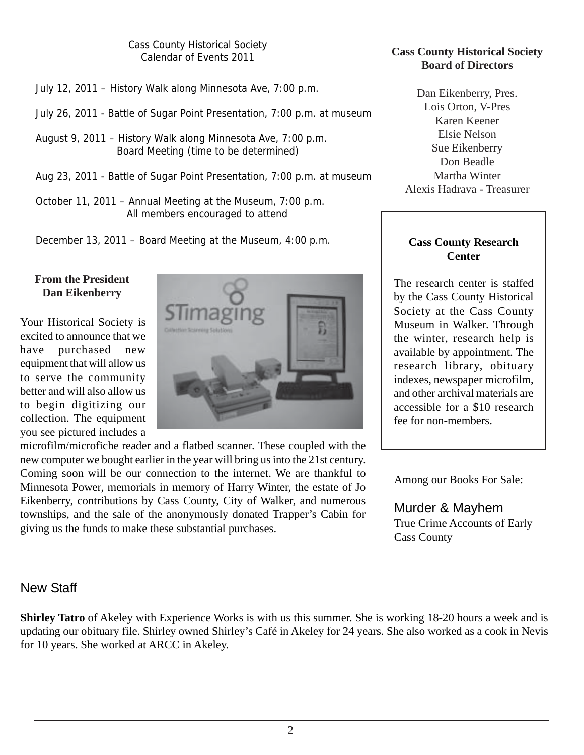## Cass County Historical Society Calendar of Events 2011

July 12, 2011 – History Walk along Minnesota Ave, 7:00 p.m.

July 26, 2011 - Battle of Sugar Point Presentation, 7:00 p.m. at museum

August 9, 2011 – History Walk along Minnesota Ave, 7:00 p.m.
Board Meeting (time to be determined)

Aug 23, 2011 - Battle of Sugar Point Presentation, 7:00 p.m. at museum

October 11, 2011 – Annual Meeting at the Museum, 7:00 p.m.
All members encouraged to attend

December 13, 2011 – Board Meeting at the Museum, 4:00 p.m.

### From the President
**Dan Eikenberry**

Your Historical Society is excited to announce that we have purchased new equipment that will allow us to serve the community better and will also allow us to begin digitizing our collection. The equipment you see pictured includes a microfilm/microfiche reader and a flatbed scanner. These coupled with the new computer we bought earlier in the year will bring us into the 21st century. Coming soon will be our connection to the internet. We are thankful to Minnesota Power, memorials in memory of Harry Winter, the estate of Jo Eikenberry, contributions by Cass County, City of Walker, and numerous townships, and the sale of the anonymously donated Trapper's Cabin for giving us the funds to make these substantial purchases.

### Cass County Historical Society Board of Directors

Dan Eikenberry, Pres.
Lois Orton, V-Pres
Karen Keener
Elsie Nelson
Sue Eikenberry
Don Beadle
Martha Winter
Alexis Hadrava - Treasurer

### Cass County Research Center

The research center is staffed by the Cass County Historical Society at the Cass County Museum in Walker. Through the winter, research help is available by appointment. The research library, obituary indexes, newspaper microfilm, and other archival materials are accessible for a $10 research fee for non-members.

Among our Books For Sale:

**Murder & Mayhem**
True Crime Accounts of Early Cass County

## New Staff

**Shirley Tatro** of Akeley with Experience Works is with us this summer. She is working 18-20 hours a week and is updating our obituary file. Shirley owned Shirley's Café in Akeley for 24 years. She also worked as a cook in Nevis for 10 years. She worked at ARCC in Akeley.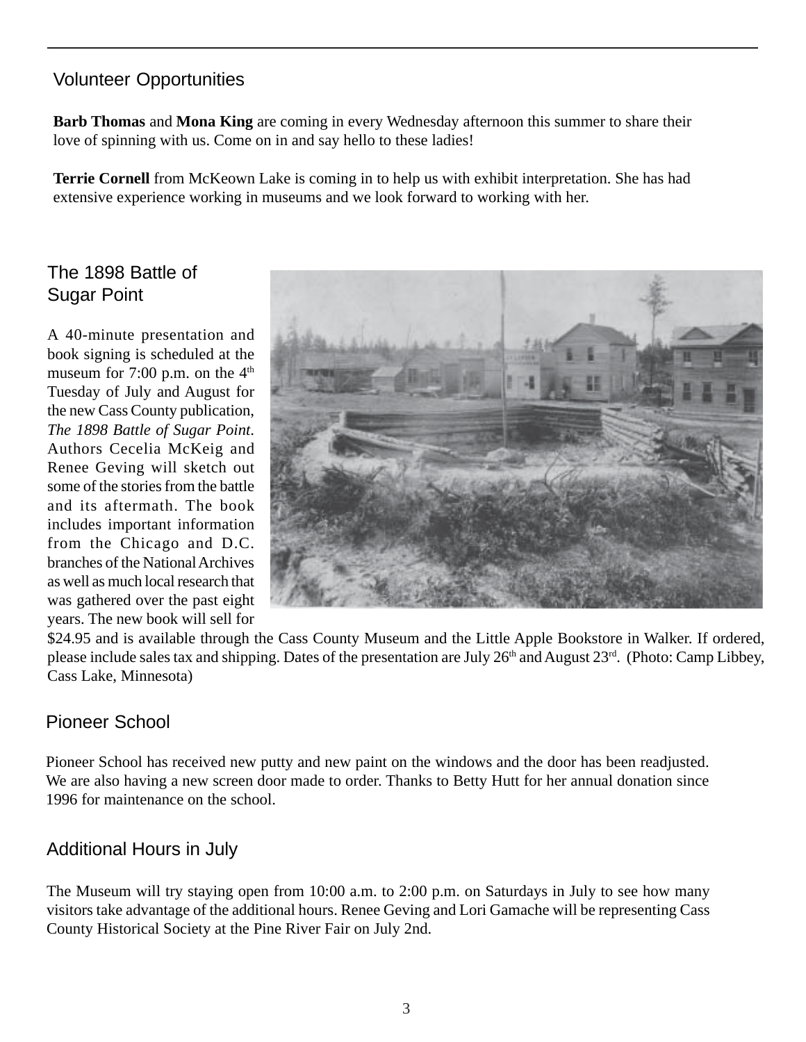## Volunteer Opportunities

**Barb Thomas** and **Mona King** are coming in every Wednesday afternoon this summer to share their love of spinning with us. Come on in and say hello to these ladies!

**Terrie Cornell** from McKeown Lake is coming in to help us with exhibit interpretation. She has had extensive experience working in museums and we look forward to working with her.

## The 1898 Battle of Sugar Point

A 40-minute presentation and book signing is scheduled at the museum for 7:00 p.m. on the 4th Tuesday of July and August for the new Cass County publication, *The 1898 Battle of Sugar Point*. Authors Cecelia McKeig and Renee Geving will sketch out some of the stories from the battle and its aftermath. The book includes important information from the Chicago and D.C. branches of the National Archives as well as much local research that was gathered over the past eight years. The new book will sell for $24.95 and is available through the Cass County Museum and the Little Apple Bookstore in Walker. If ordered, please include sales tax and shipping. Dates of the presentation are July 26th and August 23rd. (Photo: Camp Libbey, Cass Lake, Minnesota)

## Pioneer School

Pioneer School has received new putty and new paint on the windows and the door has been readjusted. We are also having a new screen door made to order. Thanks to Betty Hutt for her annual donation since 1996 for maintenance on the school.

## Additional Hours in July

The Museum will try staying open from 10:00 a.m. to 2:00 p.m. on Saturdays in July to see how many visitors take advantage of the additional hours. Renee Geving and Lori Gamache will be representing Cass County Historical Society at the Pine River Fair on July 2nd.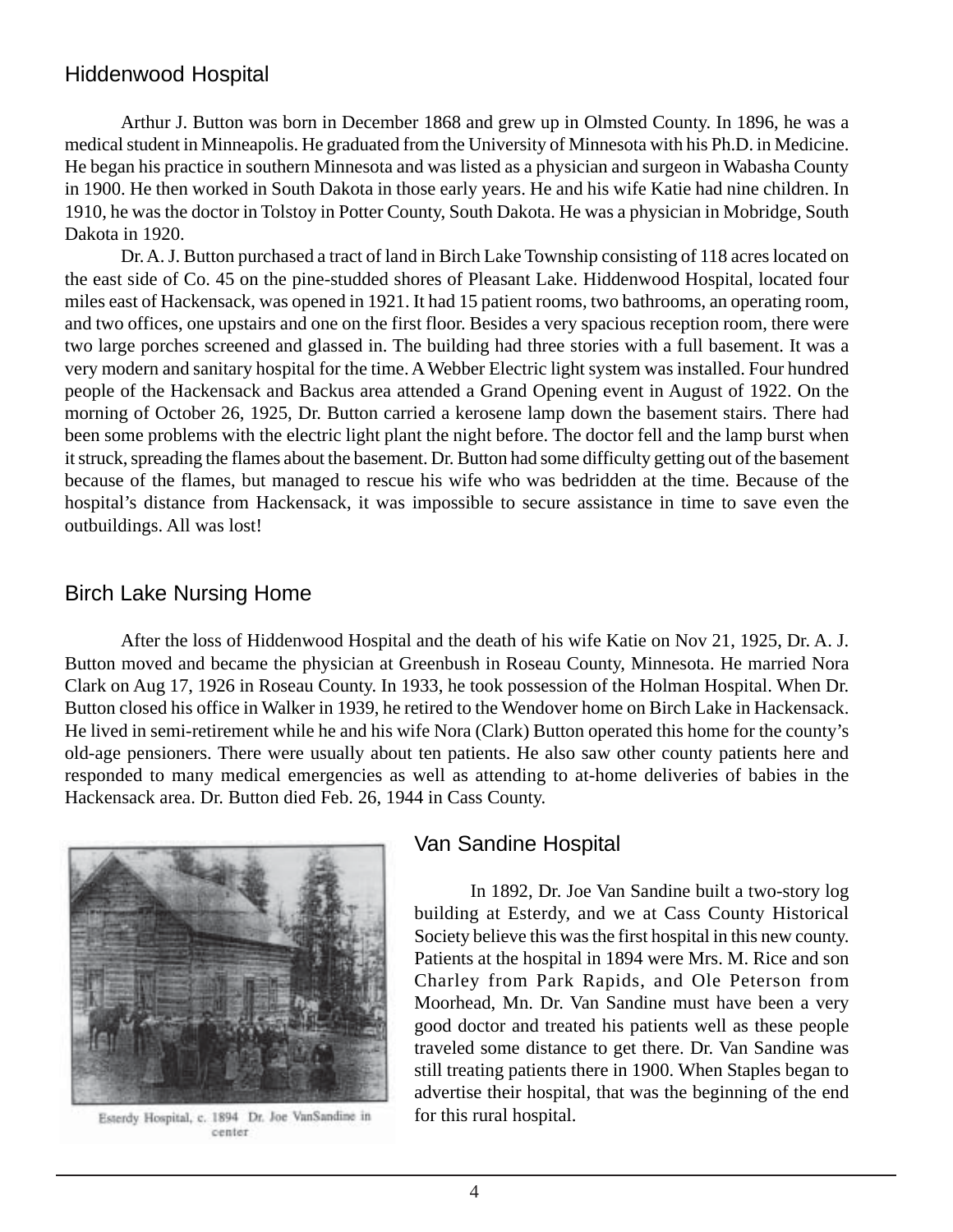## Hiddenwood Hospital

Arthur J. Button was born in December 1868 and grew up in Olmsted County. In 1896, he was a medical student in Minneapolis. He graduated from the University of Minnesota with his Ph.D. in Medicine. He began his practice in southern Minnesota and was listed as a physician and surgeon in Wabasha County in 1900. He then worked in South Dakota in those early years. He and his wife Katie had nine children. In 1910, he was the doctor in Tolstoy in Potter County, South Dakota. He was a physician in Mobridge, South Dakota in 1920.

Dr. A. J. Button purchased a tract of land in Birch Lake Township consisting of 118 acres located on the east side of Co. 45 on the pine-studded shores of Pleasant Lake. Hiddenwood Hospital, located four miles east of Hackensack, was opened in 1921. It had 15 patient rooms, two bathrooms, an operating room, and two offices, one upstairs and one on the first floor. Besides a very spacious reception room, there were two large porches screened and glassed in. The building had three stories with a full basement. It was a very modern and sanitary hospital for the time. A Webber Electric light system was installed. Four hundred people of the Hackensack and Backus area attended a Grand Opening event in August of 1922. On the morning of October 26, 1925, Dr. Button carried a kerosene lamp down the basement stairs. There had been some problems with the electric light plant the night before. The doctor fell and the lamp burst when it struck, spreading the flames about the basement. Dr. Button had some difficulty getting out of the basement because of the flames, but managed to rescue his wife who was bedridden at the time. Because of the hospital's distance from Hackensack, it was impossible to secure assistance in time to save even the outbuildings. All was lost!

## Birch Lake Nursing Home

After the loss of Hiddenwood Hospital and the death of his wife Katie on Nov 21, 1925, Dr. A. J. Button moved and became the physician at Greenbush in Roseau County, Minnesota. He married Nora Clark on Aug 17, 1926 in Roseau County. In 1933, he took possession of the Holman Hospital. When Dr. Button closed his office in Walker in 1939, he retired to the Wendover home on Birch Lake in Hackensack. He lived in semi-retirement while he and his wife Nora (Clark) Button operated this home for the county's old-age pensioners. There were usually about ten patients. He also saw other county patients here and responded to many medical emergencies as well as attending to at-home deliveries of babies in the Hackensack area. Dr. Button died Feb. 26, 1944 in Cass County.

Esterdy Hospital, c. 1894 Dr. Joe VanSandine in center

## Van Sandine Hospital

In 1892, Dr. Joe Van Sandine built a two-story log building at Esterdy, and we at Cass County Historical Society believe this was the first hospital in this new county. Patients at the hospital in 1894 were Mrs. M. Rice and son Charley from Park Rapids, and Ole Peterson from Moorhead, Mn. Dr. Van Sandine must have been a very good doctor and treated his patients well as these people traveled some distance to get there. Dr. Van Sandine was still treating patients there in 1900. When Staples began to advertise their hospital, that was the beginning of the end for this rural hospital.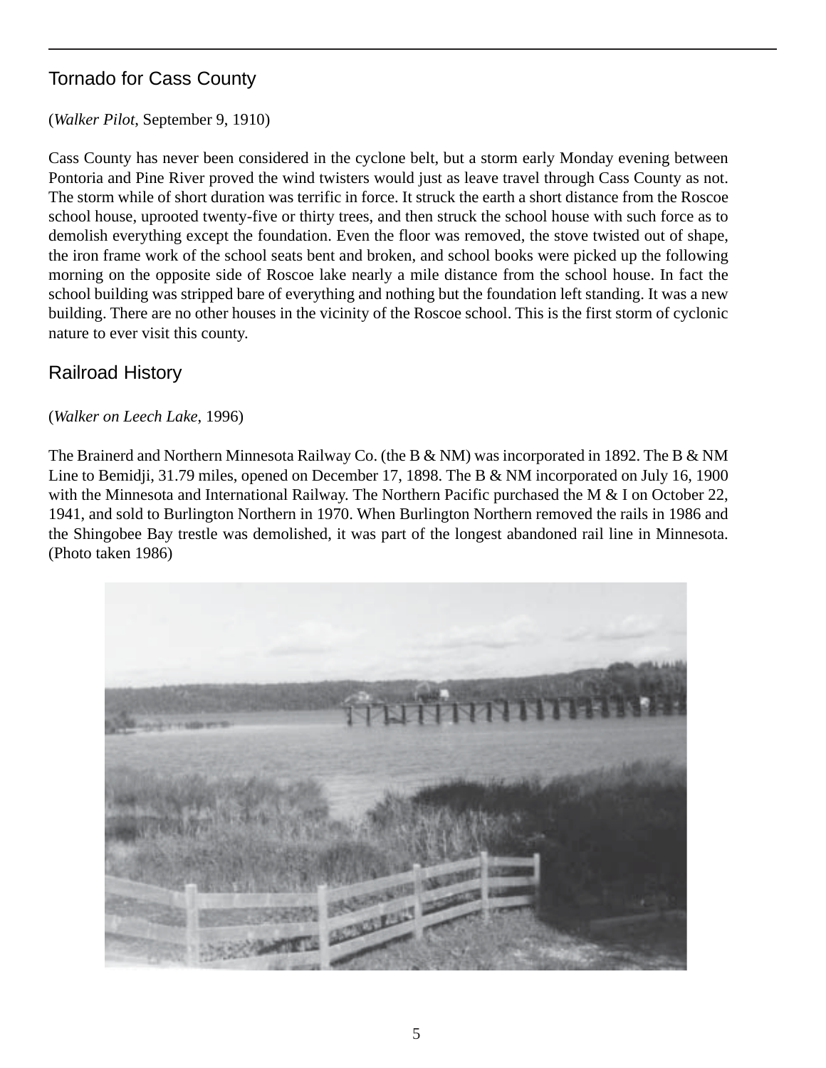## Tornado for Cass County

(*Walker Pilot*, September 9, 1910)

Cass County has never been considered in the cyclone belt, but a storm early Monday evening between Pontoria and Pine River proved the wind twisters would just as leave travel through Cass County as not. The storm while of short duration was terrific in force. It struck the earth a short distance from the Roscoe school house, uprooted twenty-five or thirty trees, and then struck the school house with such force as to demolish everything except the foundation. Even the floor was removed, the stove twisted out of shape, the iron frame work of the school seats bent and broken, and school books were picked up the following morning on the opposite side of Roscoe lake nearly a mile distance from the school house. In fact the school building was stripped bare of everything and nothing but the foundation left standing. It was a new building. There are no other houses in the vicinity of the Roscoe school. This is the first storm of cyclonic nature to ever visit this county.

## Railroad History

(*Walker on Leech Lake*, 1996)

The Brainerd and Northern Minnesota Railway Co. (the B & NM) was incorporated in 1892. The B & NM Line to Bemidji, 31.79 miles, opened on December 17, 1898. The B & NM incorporated on July 16, 1900 with the Minnesota and International Railway. The Northern Pacific purchased the M & I on October 22, 1941, and sold to Burlington Northern in 1970. When Burlington Northern removed the rails in 1986 and the Shingobee Bay trestle was demolished, it was part of the longest abandoned rail line in Minnesota. (Photo taken 1986)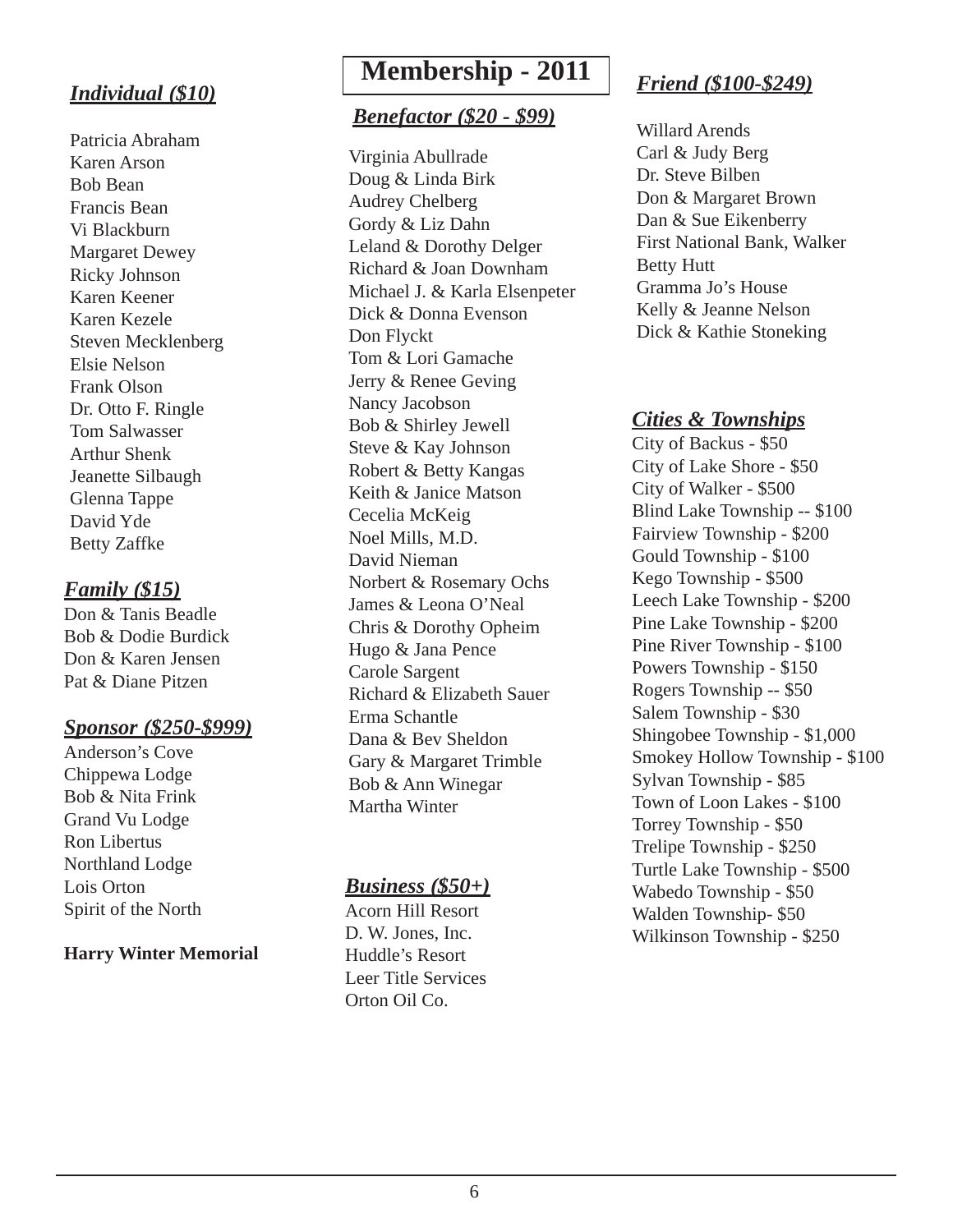# Membership - 2011

### *Individual ($10)*

Patricia Abraham
Karen Arson
Bob Bean
Francis Bean
Vi Blackburn
Margaret Dewey
Ricky Johnson
Karen Keener
Karen Kezele
Steven Mecklenberg
Elsie Nelson
Frank Olson
Dr. Otto F. Ringle
Tom Salwasser
Arthur Shenk
Jeanette Silbaugh
Glenna Tappe
David Yde
Betty Zaffke

### *Family ($15)*

Don & Tanis Beadle
Bob & Dodie Burdick
Don & Karen Jensen
Pat & Diane Pitzen

### *Sponsor ($250-$999)*

Anderson's Cove
Chippewa Lodge
Bob & Nita Frink
Grand Vu Lodge
Ron Libertus
Northland Lodge
Lois Orton
Spirit of the North

**Harry Winter Memorial**

### *Benefactor ($20 - $99)*

Virginia Abullrade
Doug & Linda Birk
Audrey Chelberg
Gordy & Liz Dahn
Leland & Dorothy Delger
Richard & Joan Downham
Michael J. & Karla Elsenpeter
Dick & Donna Evenson
Don Flyckt
Tom & Lori Gamache
Jerry & Renee Geving
Nancy Jacobson
Bob & Shirley Jewell
Steve & Kay Johnson
Robert & Betty Kangas
Keith & Janice Matson
Cecelia McKeig
Noel Mills, M.D.
David Nieman
Norbert & Rosemary Ochs
James & Leona O'Neal
Chris & Dorothy Opheim
Hugo & Jana Pence
Carole Sargent
Richard & Elizabeth Sauer
Erma Schantle
Dana & Bev Sheldon
Gary & Margaret Trimble
Bob & Ann Winegar
Martha Winter

### *Business ($50+)*

Acorn Hill Resort
D. W. Jones, Inc.
Huddle's Resort
Leer Title Services
Orton Oil Co.

### *Friend ($100-$249)*

Willard Arends
Carl & Judy Berg
Dr. Steve Bilben
Don & Margaret Brown
Dan & Sue Eikenberry
First National Bank, Walker
Betty Hutt
Gramma Jo's House
Kelly & Jeanne Nelson
Dick & Kathie Stoneking

### *Cities & Townships*

City of Backus - $50
City of Lake Shore - $50
City of Walker - $500
Blind Lake Township -- $100
Fairview Township - $200
Gould Township - $100
Kego Township - $500
Leech Lake Township - $200
Pine Lake Township - $200
Pine River Township - $100
Powers Township - $150
Rogers Township -- $50
Salem Township - $30
Shingobee Township - $1,000
Smokey Hollow Township - $100
Sylvan Township - $85
Town of Loon Lakes - $100
Torrey Township - $50
Trelipe Township - $250
Turtle Lake Township - $500
Wabedo Township - $50
Walden Township- $50
Wilkinson Township - $250